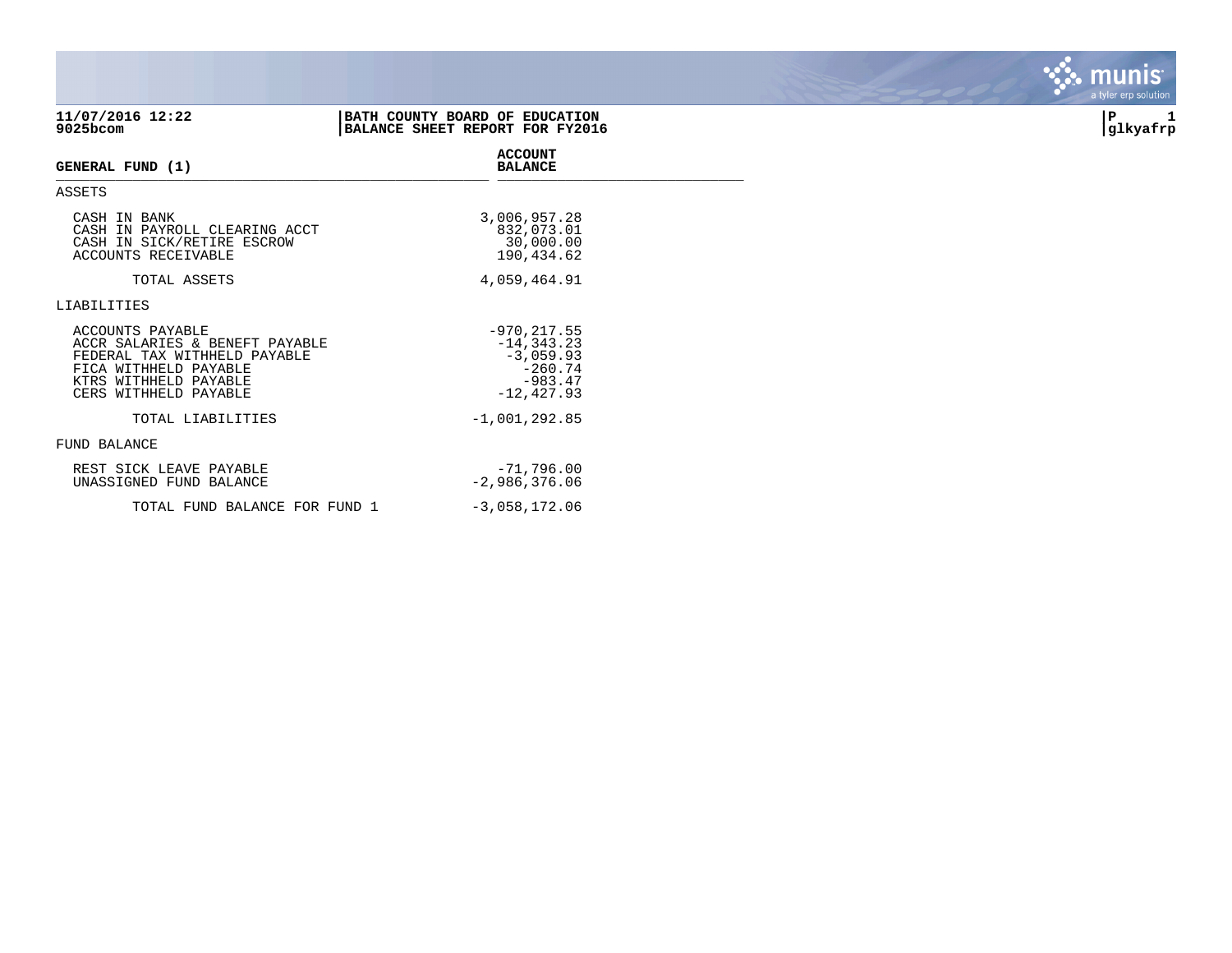11/07/2016 12:22
9025bcom

**BATH COUNTY BOARD OF EDUCATION**
**BALANCE SHEET REPORT FOR FY2016**

P 1
glkyafrp

| GENERAL FUND (1) | ACCOUNT BALANCE |
|---|---|
| **ASSETS** | |
| CASH IN BANK | 3,006,957.28 |
| CASH IN PAYROLL CLEARING ACCT | 832,073.01 |
| CASH IN SICK/RETIRE ESCROW | 30,000.00 |
| ACCOUNTS RECEIVABLE | 190,434.62 |
| TOTAL ASSETS | 4,059,464.91 |
| **LIABILITIES** | |
| ACCOUNTS PAYABLE | -970,217.55 |
| ACCR SALARIES & BENEFT PAYABLE | -14,343.23 |
| FEDERAL TAX WITHHELD PAYABLE | -3,059.93 |
| FICA WITHHELD PAYABLE | -260.74 |
| KTRS WITHHELD PAYABLE | -983.47 |
| CERS WITHHELD PAYABLE | -12,427.93 |
| TOTAL LIABILITIES | -1,001,292.85 |
| **FUND BALANCE** | |
| REST SICK LEAVE PAYABLE | -71,796.00 |
| UNASSIGNED FUND BALANCE | -2,986,376.06 |
| TOTAL FUND BALANCE FOR FUND 1 | -3,058,172.06 |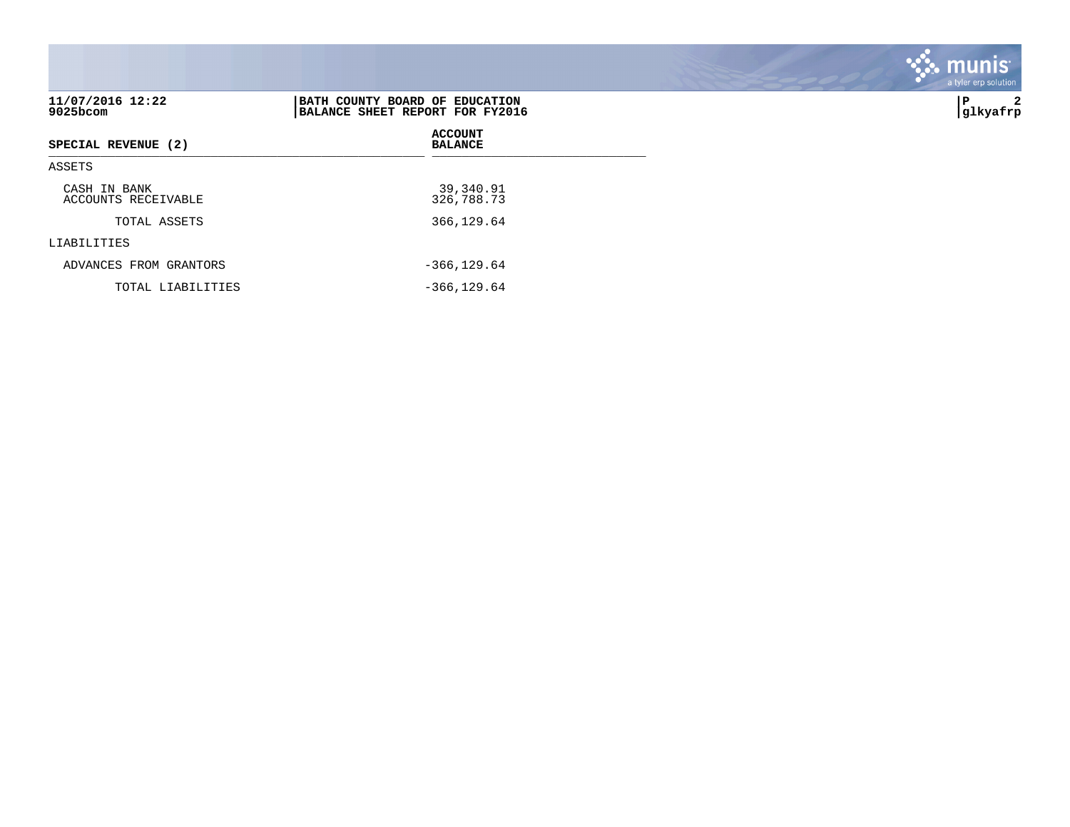**BATH COUNTY BOARD OF EDUCATION**
**BALANCE SHEET REPORT FOR FY2016**

| SPECIAL REVENUE (2) | ACCOUNT BALANCE |
|---|---|
| ASSETS | |
| CASH IN BANK | 39,340.91 |
| ACCOUNTS RECEIVABLE | 326,788.73 |
| TOTAL ASSETS | 366,129.64 |
| LIABILITIES | |
| ADVANCES FROM GRANTORS | -366,129.64 |
| TOTAL LIABILITIES | -366,129.64 |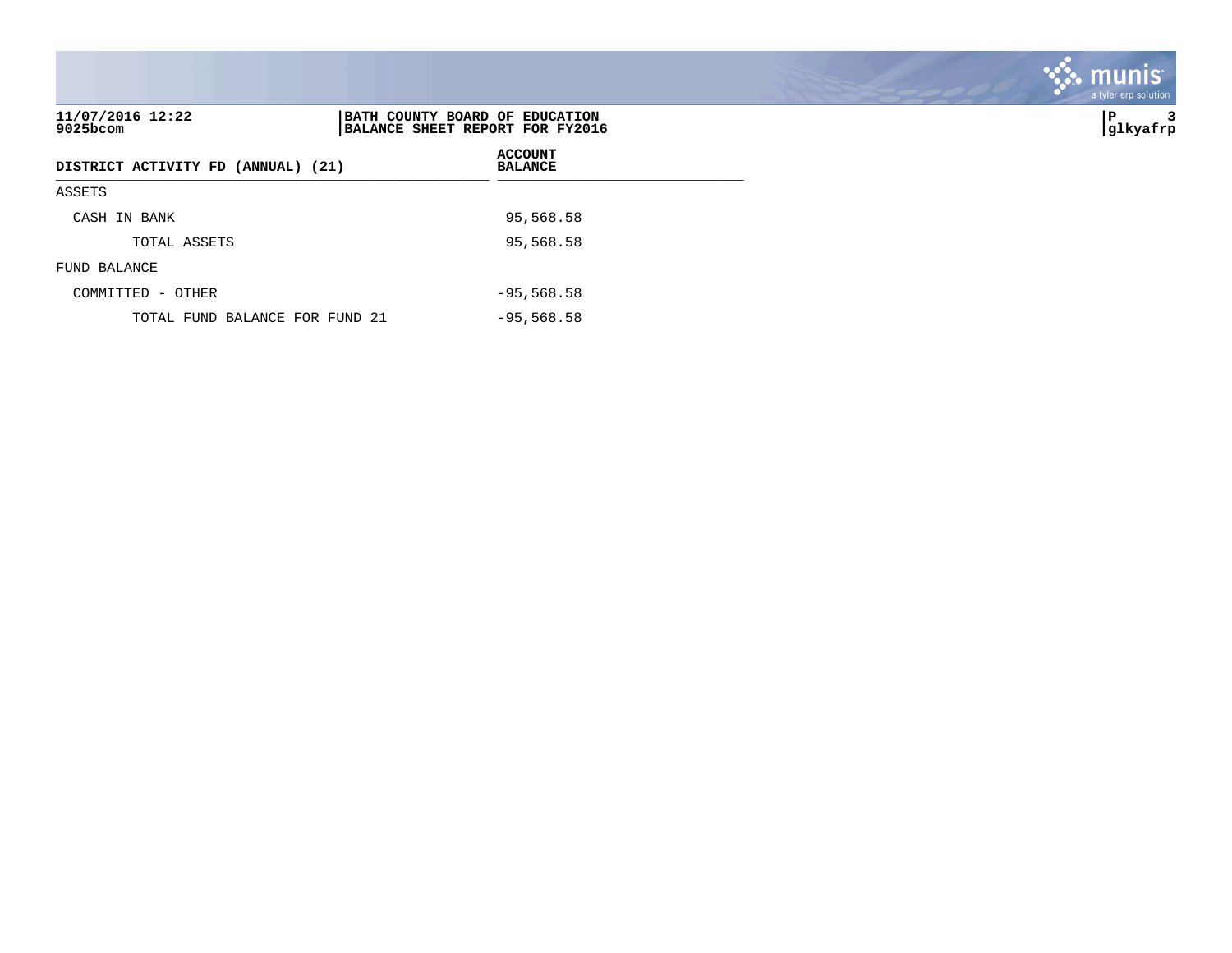**BATH COUNTY BOARD OF EDUCATION**
**BALANCE SHEET REPORT FOR FY2016**

11/07/2016 12:22
9025bcom

| DISTRICT ACTIVITY FD (ANNUAL) (21) | ACCOUNT BALANCE |
|---|---|
| ASSETS | |
| CASH IN BANK | 95,568.58 |
| TOTAL ASSETS | 95,568.58 |
| FUND BALANCE | |
| COMMITTED - OTHER | -95,568.58 |
| TOTAL FUND BALANCE FOR FUND 21 | -95,568.58 |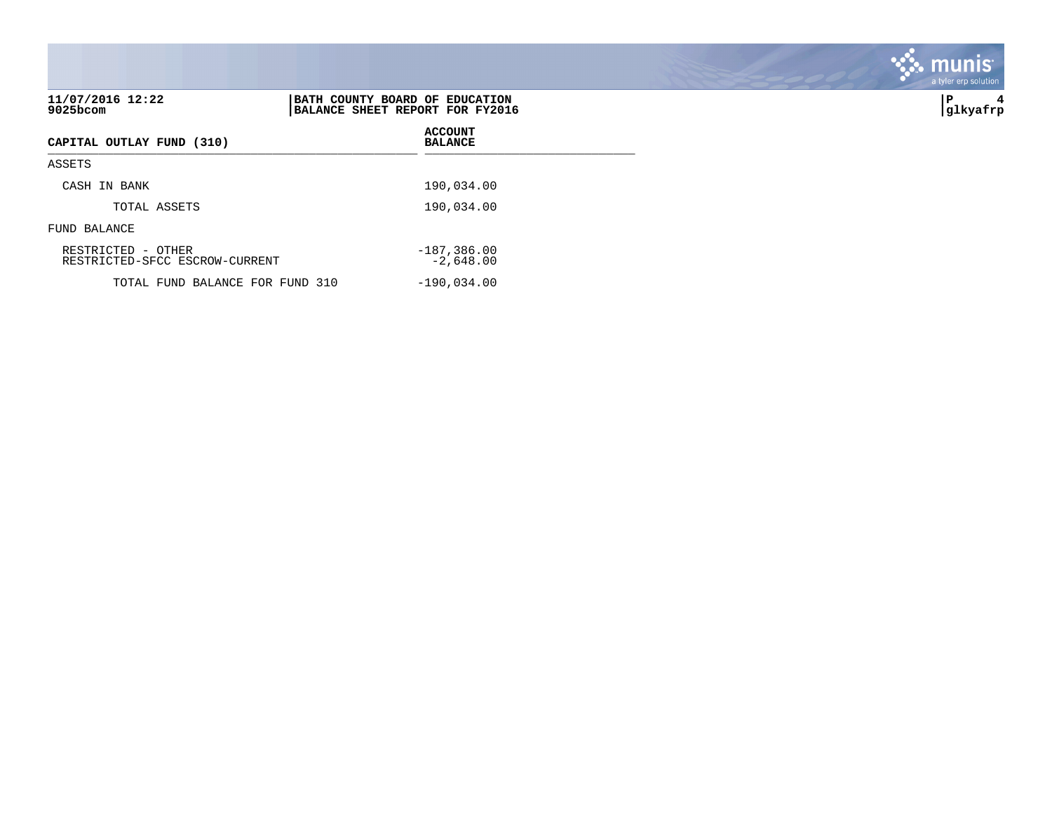11/07/2016 12:22
9025bcom

**BATH COUNTY BOARD OF EDUCATION**
**BALANCE SHEET REPORT FOR FY2016**

| CAPITAL OUTLAY FUND (310) | ACCOUNT BALANCE |
|---|---|
| ASSETS | |
| CASH IN BANK | 190,034.00 |
| TOTAL ASSETS | 190,034.00 |
| FUND BALANCE | |
| RESTRICTED - OTHER | -187,386.00 |
| RESTRICTED-SFCC ESCROW-CURRENT | -2,648.00 |
| TOTAL FUND BALANCE FOR FUND 310 | -190,034.00 |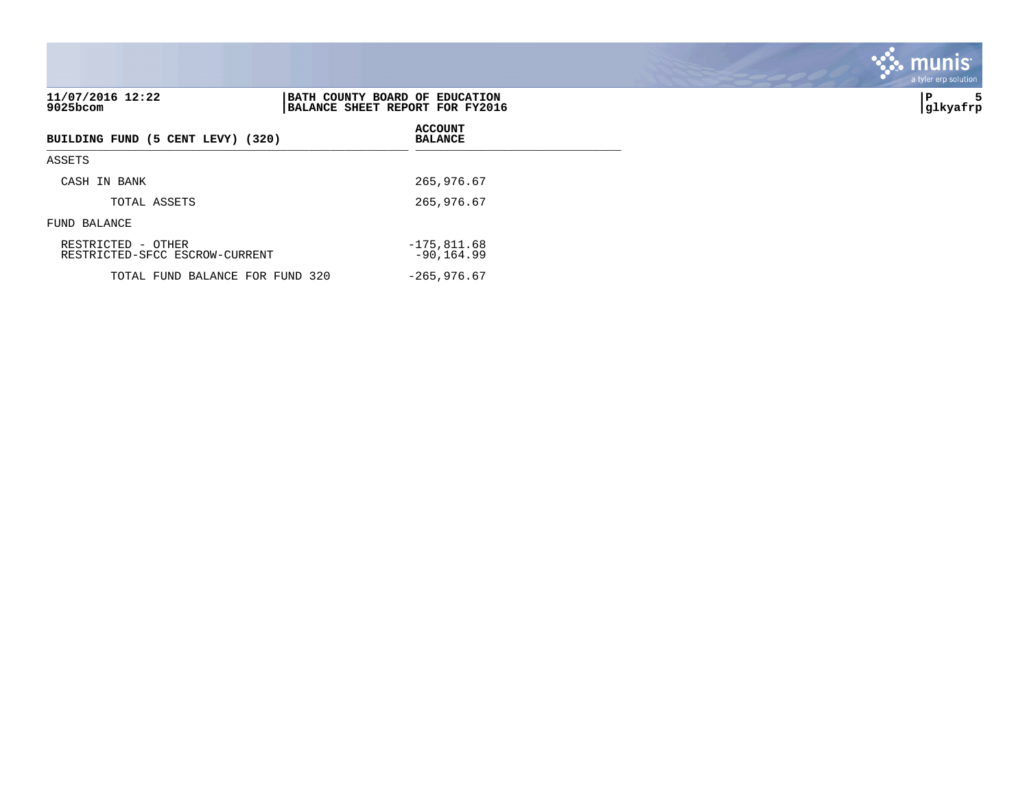**BATH COUNTY BOARD OF EDUCATION**
**BALANCE SHEET REPORT FOR FY2016**

11/07/2016 12:22
9025bcom

| BUILDING FUND (5 CENT LEVY) (320) | ACCOUNT BALANCE |
|---|---|
| ASSETS | |
| CASH IN BANK | 265,976.67 |
| TOTAL ASSETS | 265,976.67 |
| FUND BALANCE | |
| RESTRICTED - OTHER | -175,811.68 |
| RESTRICTED-SFCC ESCROW-CURRENT | -90,164.99 |
| TOTAL FUND BALANCE FOR FUND 320 | -265,976.67 |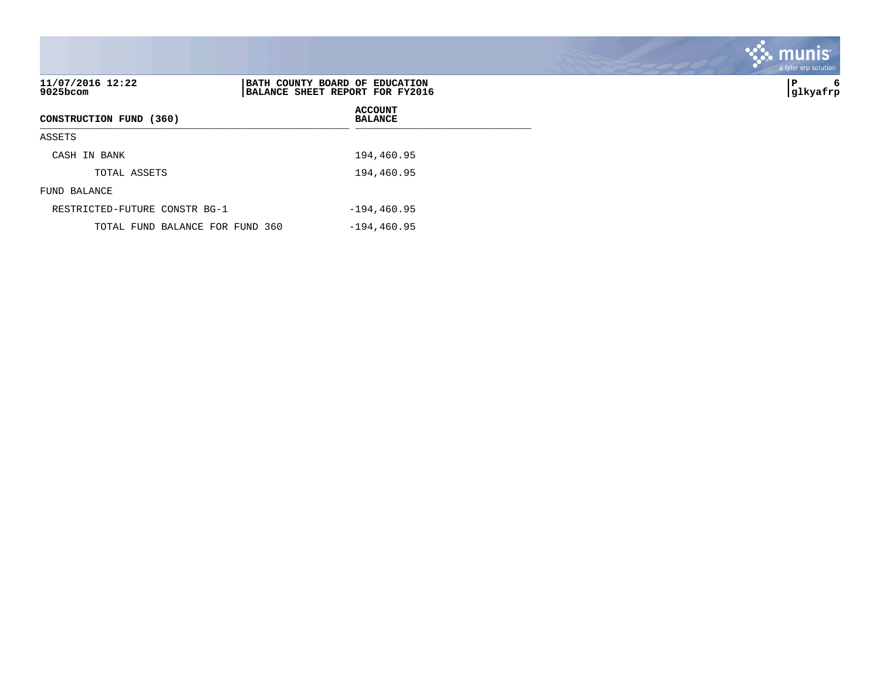11/07/2016 12:22
9025bcom

**BATH COUNTY BOARD OF EDUCATION**
**BALANCE SHEET REPORT FOR FY2016**

P 6
glkyafrp

| CONSTRUCTION FUND (360) | ACCOUNT BALANCE |
|---|---|
| ASSETS | |
| CASH IN BANK | 194,460.95 |
| TOTAL ASSETS | 194,460.95 |
| FUND BALANCE | |
| RESTRICTED-FUTURE CONSTR BG-1 | -194,460.95 |
| TOTAL FUND BALANCE FOR FUND 360 | -194,460.95 |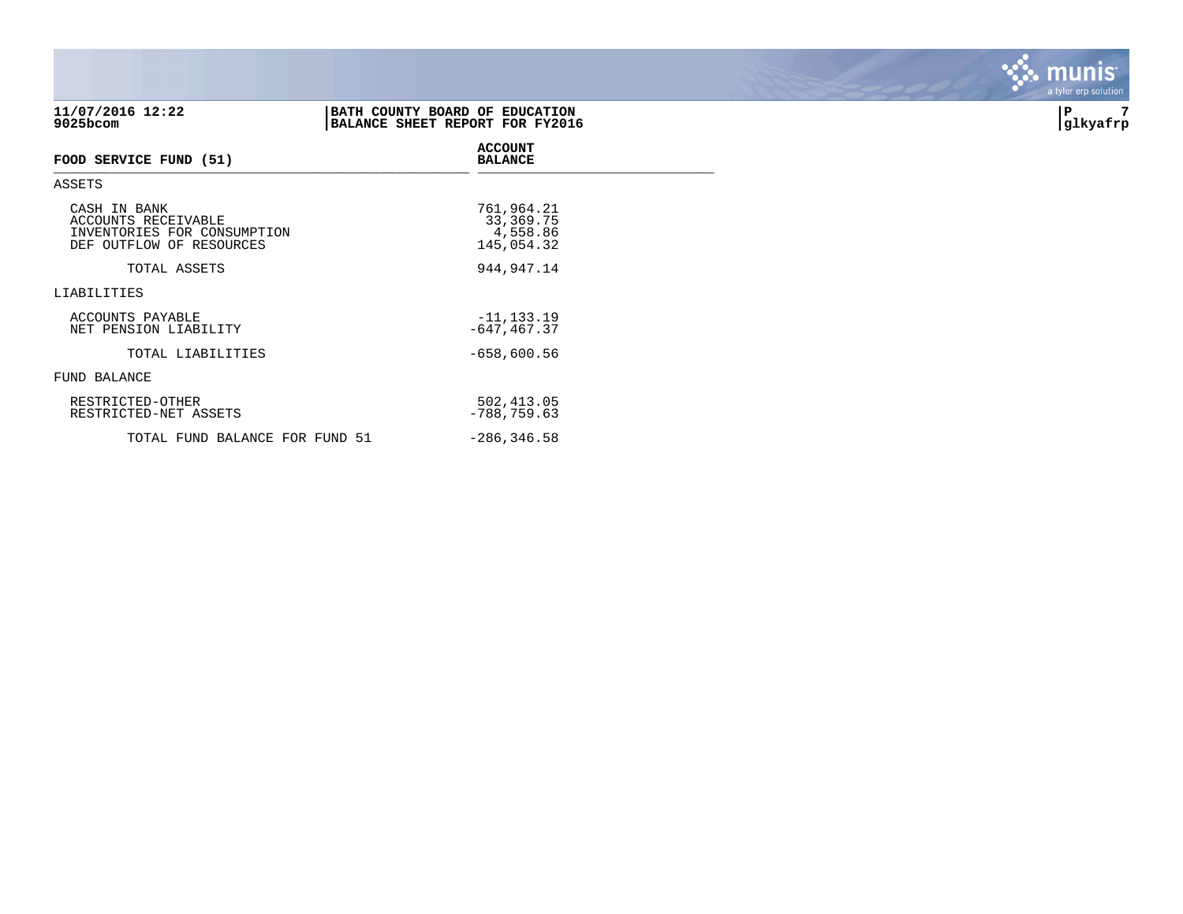**BATH COUNTY BOARD OF EDUCATION**
**BALANCE SHEET REPORT FOR FY2016**

11/07/2016 12:22
9025bcom

| FOOD SERVICE FUND (51) | ACCOUNT BALANCE |
|---|---|
| **ASSETS** | |
| CASH IN BANK | 761,964.21 |
| ACCOUNTS RECEIVABLE | 33,369.75 |
| INVENTORIES FOR CONSUMPTION | 4,558.86 |
| DEF OUTFLOW OF RESOURCES | 145,054.32 |
| TOTAL ASSETS | 944,947.14 |
| **LIABILITIES** | |
| ACCOUNTS PAYABLE | -11,133.19 |
| NET PENSION LIABILITY | -647,467.37 |
| TOTAL LIABILITIES | -658,600.56 |
| **FUND BALANCE** | |
| RESTRICTED-OTHER | 502,413.05 |
| RESTRICTED-NET ASSETS | -788,759.63 |
| TOTAL FUND BALANCE FOR FUND 51 | -286,346.58 |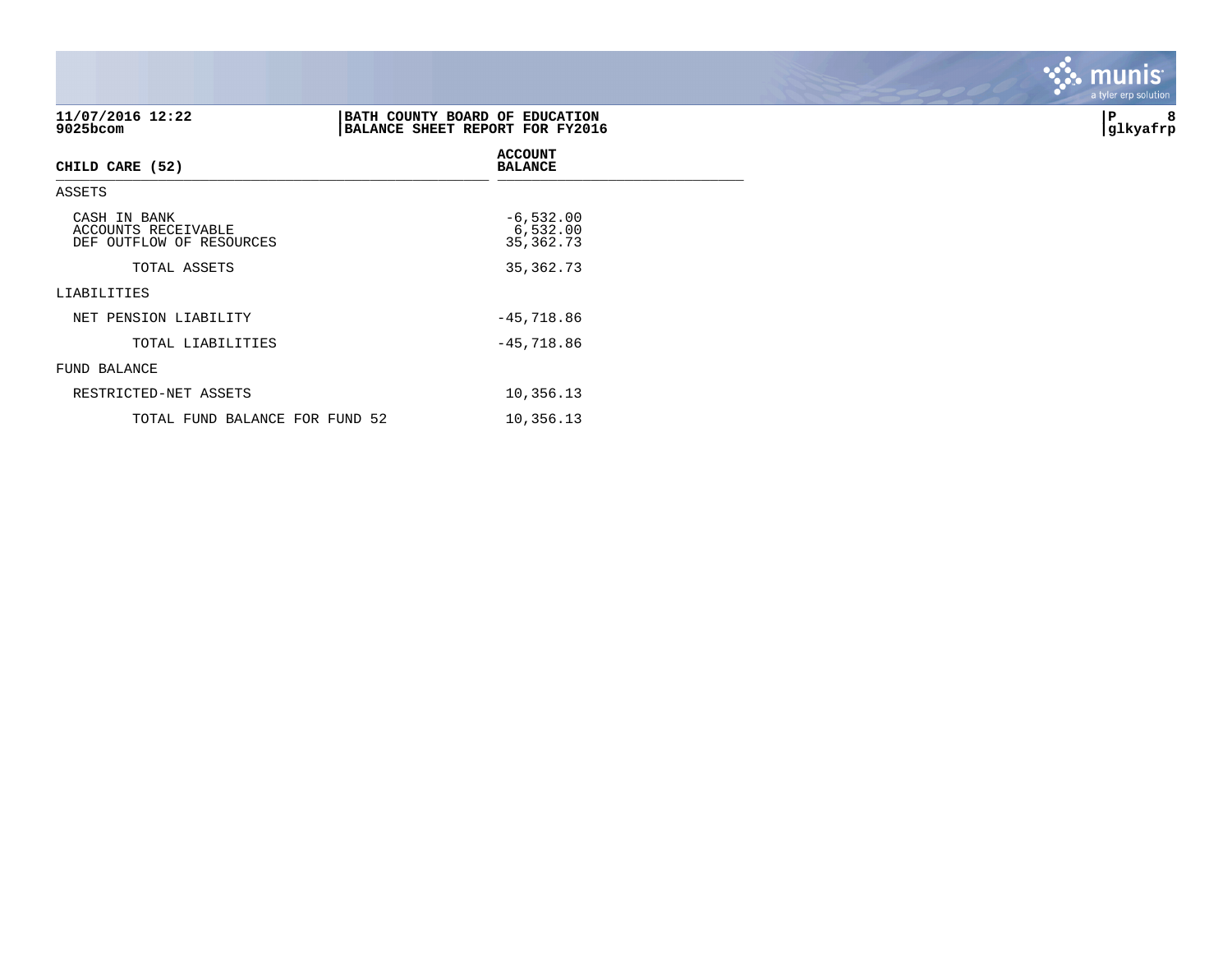**11/07/2016 12:22**
**9025bcom**

**BATH COUNTY BOARD OF EDUCATION**
**BALANCE SHEET REPORT FOR FY2016**

**P 8**
**glkyafrp**

| CHILD CARE (52) | ACCOUNT BALANCE |
|---|---|
| ASSETS | |
| CASH IN BANK | -6,532.00 |
| ACCOUNTS RECEIVABLE | 6,532.00 |
| DEF OUTFLOW OF RESOURCES | 35,362.73 |
| TOTAL ASSETS | 35,362.73 |
| LIABILITIES | |
| NET PENSION LIABILITY | -45,718.86 |
| TOTAL LIABILITIES | -45,718.86 |
| FUND BALANCE | |
| RESTRICTED-NET ASSETS | 10,356.13 |
| TOTAL FUND BALANCE FOR FUND 52 | 10,356.13 |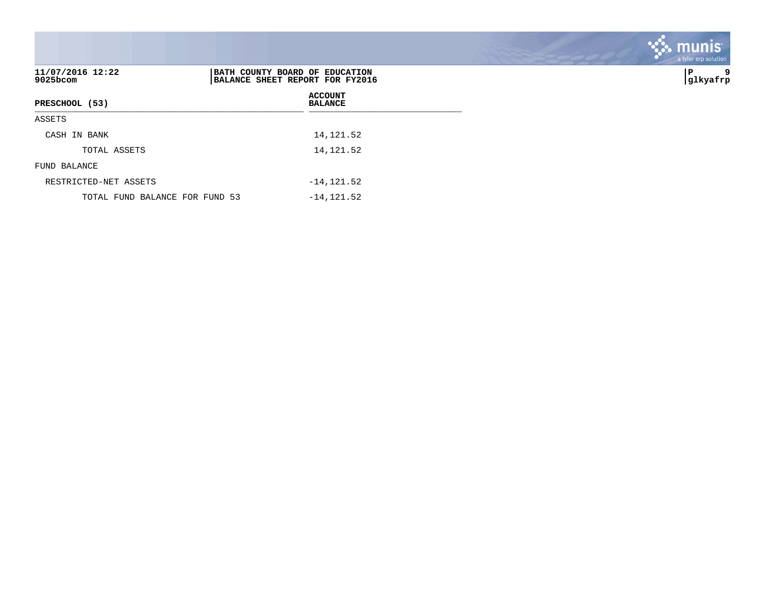**11/07/2016 12:22**
**9025bcom**

**BATH COUNTY BOARD OF EDUCATION**
**BALANCE SHEET REPORT FOR FY2016**

**glkyafrp**

| PRESCHOOL (53) | ACCOUNT BALANCE |
|---|---|
| ASSETS | |
| CASH IN BANK | 14,121.52 |
| TOTAL ASSETS | 14,121.52 |
| FUND BALANCE | |
| RESTRICTED-NET ASSETS | -14,121.52 |
| TOTAL FUND BALANCE FOR FUND 53 | -14,121.52 |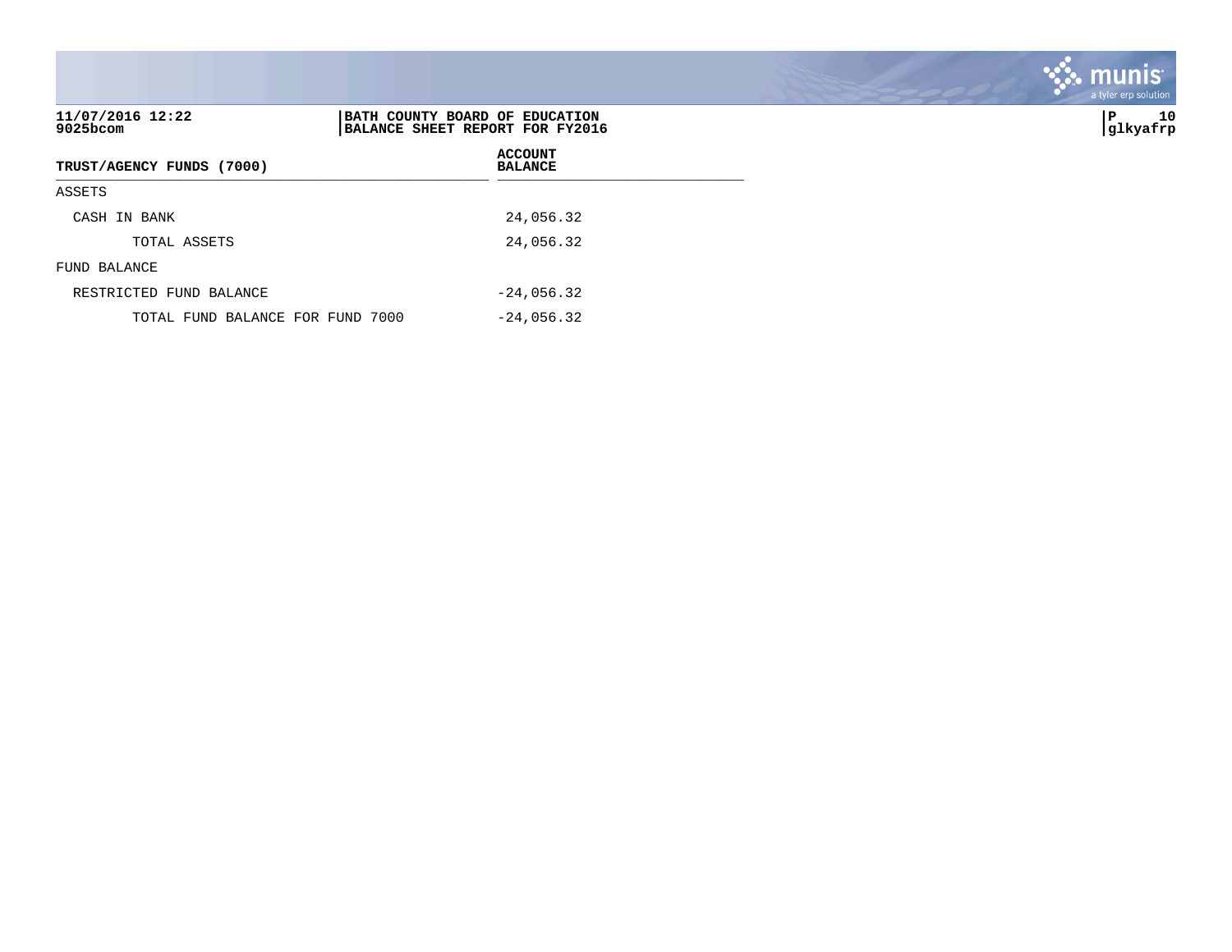11/07/2016 12:22
9025bcom

**BATH COUNTY BOARD OF EDUCATION**
**BALANCE SHEET REPORT FOR FY2016**

glkyafrp

| TRUST/AGENCY FUNDS (7000) | ACCOUNT BALANCE |
|---|---|
| ASSETS | |
| CASH IN BANK | 24,056.32 |
| TOTAL ASSETS | 24,056.32 |
| FUND BALANCE | |
| RESTRICTED FUND BALANCE | -24,056.32 |
| TOTAL FUND BALANCE FOR FUND 7000 | -24,056.32 |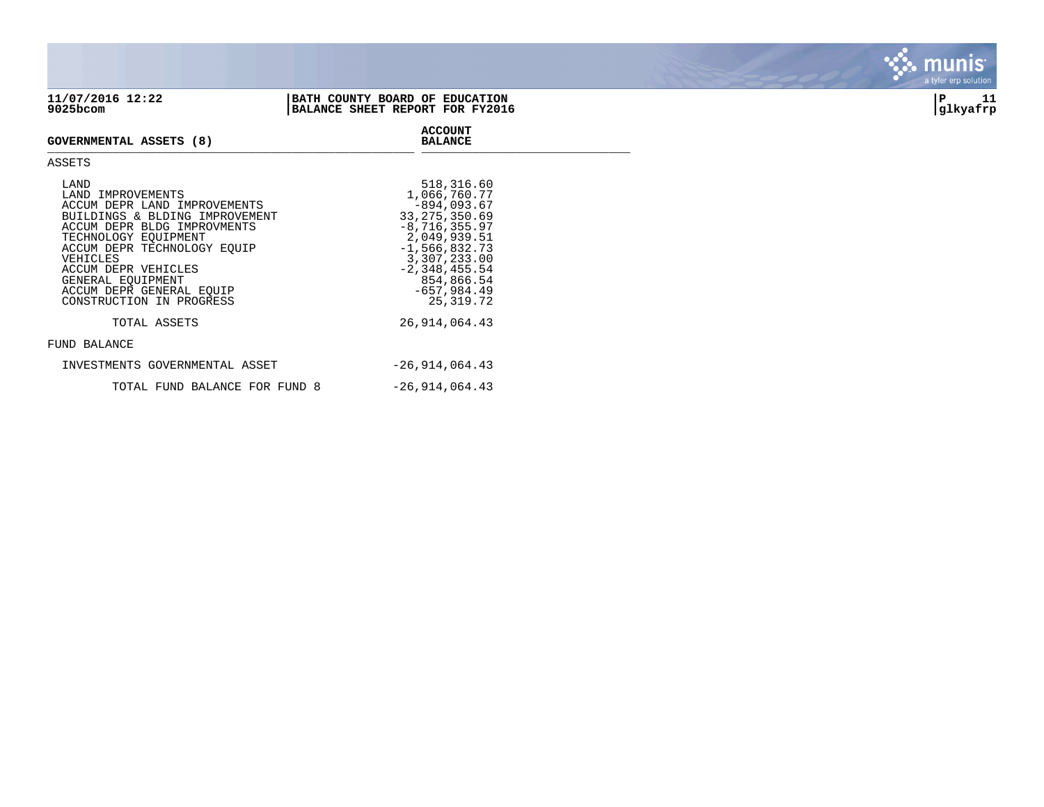**11/07/2016 12:22**
**9025bcom**

**BATH COUNTY BOARD OF EDUCATION**
**BALANCE SHEET REPORT FOR FY2016**

**P 11**
**glkyafrp**

| GOVERNMENTAL ASSETS (8) | ACCOUNT BALANCE |
|---|---|
| ASSETS | |
| LAND | 518,316.60 |
| LAND IMPROVEMENTS | 1,066,760.77 |
| ACCUM DEPR LAND IMPROVEMENTS | -894,093.67 |
| BUILDINGS & BLDING IMPROVEMENT | 33,275,350.69 |
| ACCUM DEPR BLDG IMPROVMENTS | -8,716,355.97 |
| TECHNOLOGY EQUIPMENT | 2,049,939.51 |
| ACCUM DEPR TECHNOLOGY EQUIP | -1,566,832.73 |
| VEHICLES | 3,307,233.00 |
| ACCUM DEPR VEHICLES | -2,348,455.54 |
| GENERAL EQUIPMENT | 854,866.54 |
| ACCUM DEPR GENERAL EQUIP | -657,984.49 |
| CONSTRUCTION IN PROGRESS | 25,319.72 |
| TOTAL ASSETS | 26,914,064.43 |
| FUND BALANCE | |
| INVESTMENTS GOVERNMENTAL ASSET | -26,914,064.43 |
| TOTAL FUND BALANCE FOR FUND 8 | -26,914,064.43 |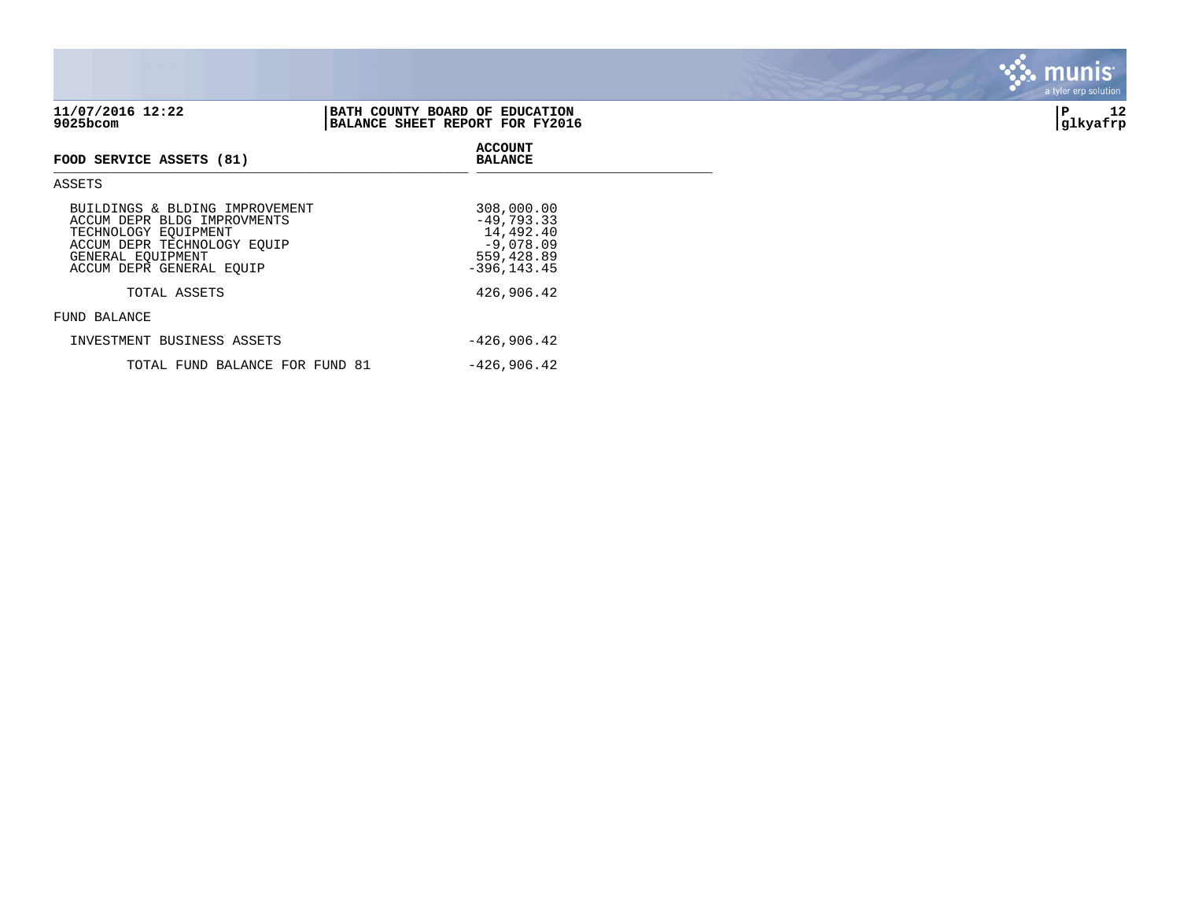11/07/2016 12:22
9025bcom

**BATH COUNTY BOARD OF EDUCATION**
**BALANCE SHEET REPORT FOR FY2016**

glkyafrp

| FOOD SERVICE ASSETS (81) | ACCOUNT BALANCE |
|---|---|
| **ASSETS** | |
| BUILDINGS & BLDING IMPROVEMENT | 308,000.00 |
| ACCUM DEPR BLDG IMPROVMENTS | -49,793.33 |
| TECHNOLOGY EQUIPMENT | 14,492.40 |
| ACCUM DEPR TECHNOLOGY EQUIP | -9,078.09 |
| GENERAL EQUIPMENT | 559,428.89 |
| ACCUM DEPR GENERAL EQUIP | -396,143.45 |
| TOTAL ASSETS | 426,906.42 |
| **FUND BALANCE** | |
| INVESTMENT BUSINESS ASSETS | -426,906.42 |
| TOTAL FUND BALANCE FOR FUND 81 | -426,906.42 |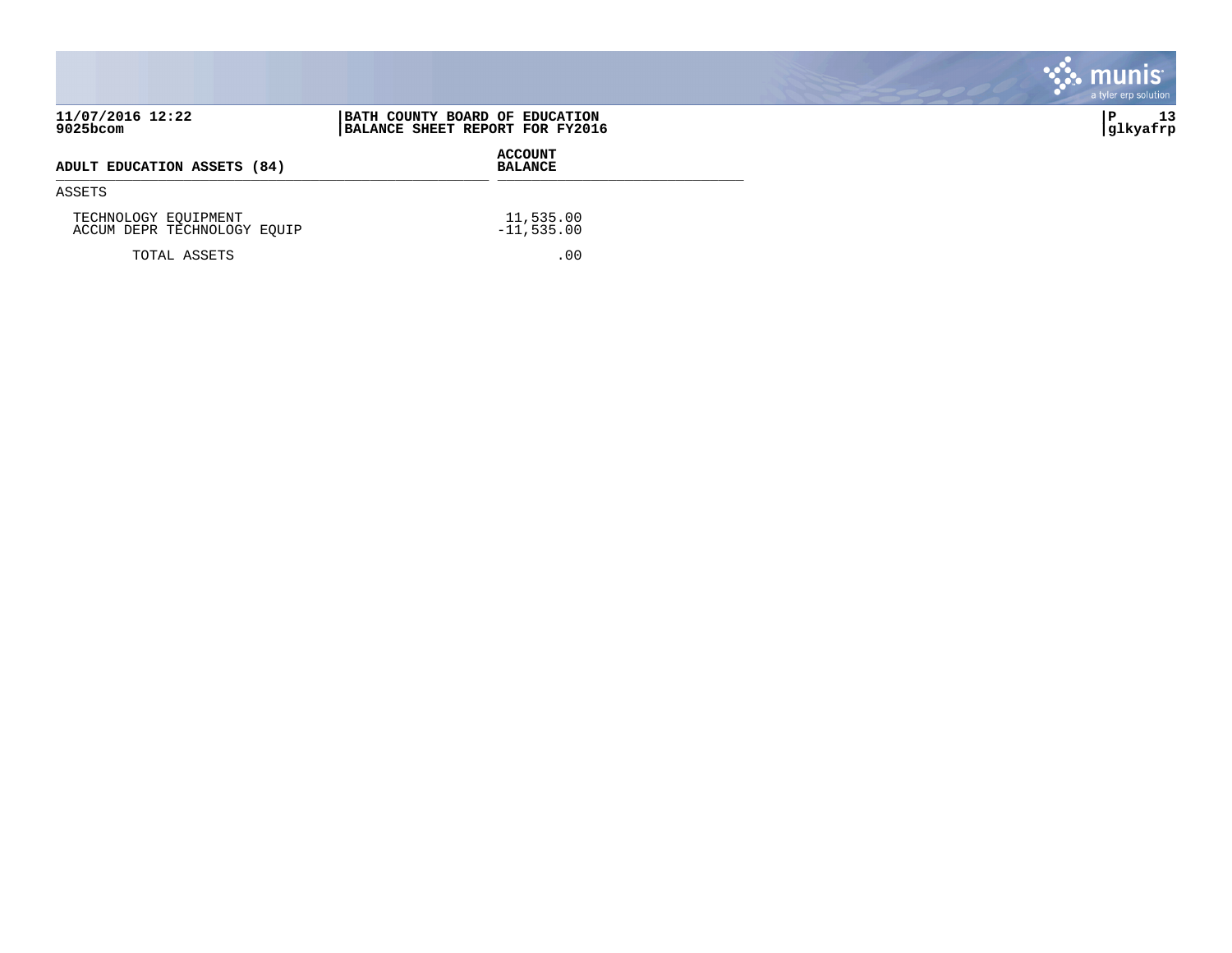11/07/2016 12:22
9025bcom

**BATH COUNTY BOARD OF EDUCATION**
**BALANCE SHEET REPORT FOR FY2016**

P 13
glkyafrp

| ADULT EDUCATION ASSETS (84) | ACCOUNT BALANCE |
|---|---|
| ASSETS | |
| TECHNOLOGY EQUIPMENT | 11,535.00 |
| ACCUM DEPR TECHNOLOGY EQUIP | -11,535.00 |
| TOTAL ASSETS | .00 |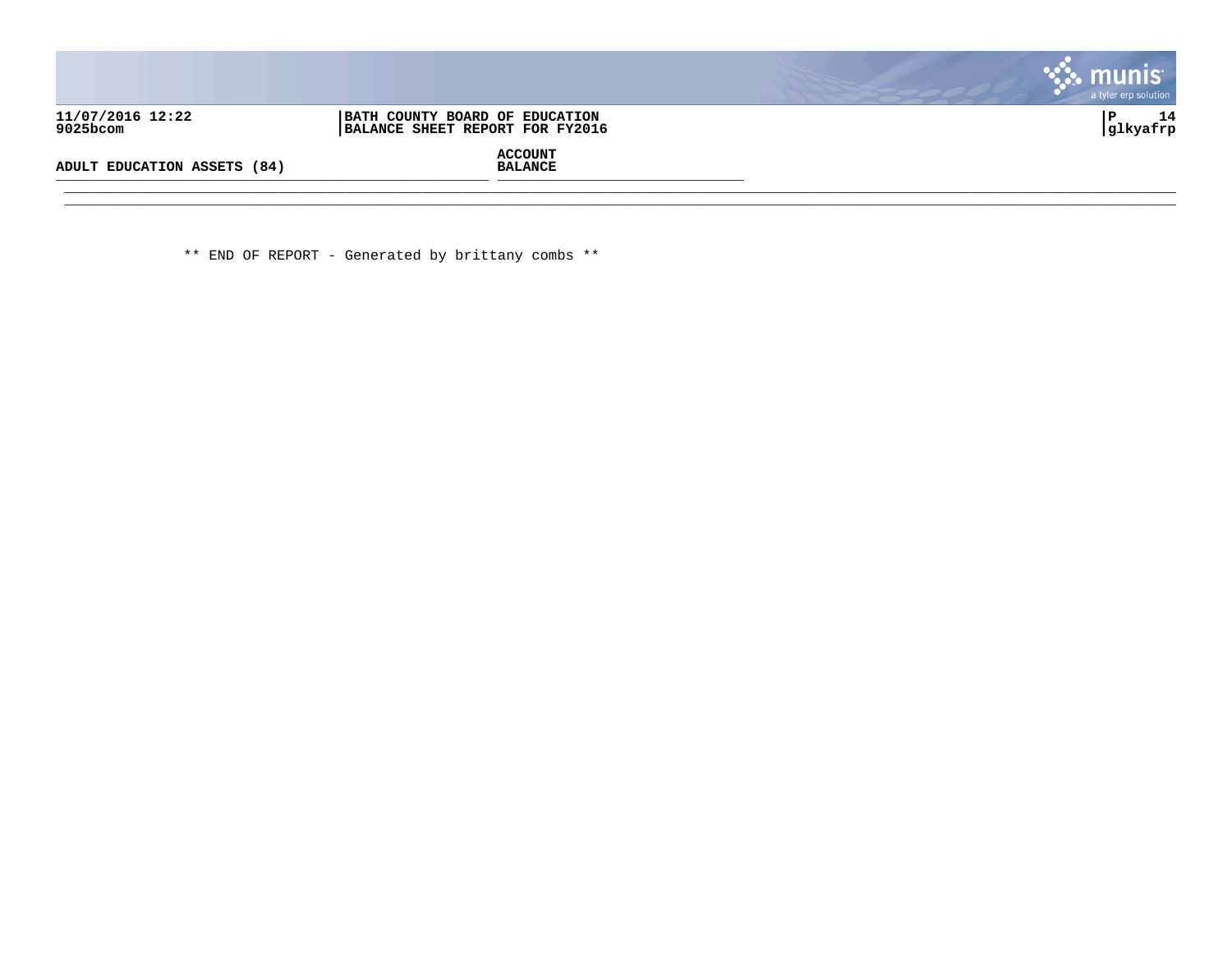| ADULT EDUCATION ASSETS (84) | ACCOUNT BALANCE |
|---|---|

** END OF REPORT - Generated by brittany combs **